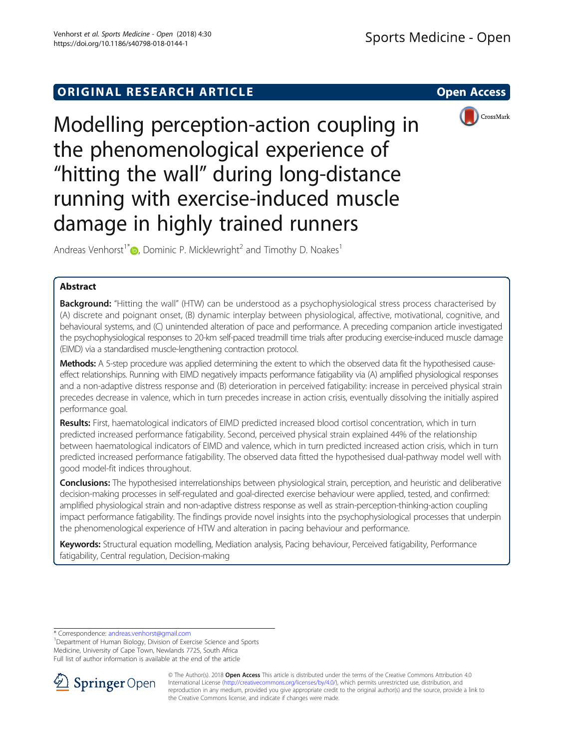ORIGINAL RESEARCH ARTICLE

Open Access

# Modelling perception-action coupling in the phenomenological experience of "hitting the wall" during long-distance running with exercise-induced muscle damage in highly trained runners

Andreas Venhorst[1*], Dominic P. Micklewright[2] and Timothy D. Noakes[1]

## Abstract

**Background:** "Hitting the wall" (HTW) can be understood as a psychophysiological stress process characterised by (A) discrete and poignant onset, (B) dynamic interplay between physiological, affective, motivational, cognitive, and behavioural systems, and (C) unintended alteration of pace and performance. A preceding companion article investigated the psychophysiological responses to 20-km self-paced treadmill time trials after producing exercise-induced muscle damage (EIMD) via a standardised muscle-lengthening contraction protocol.

**Methods:** A 5-step procedure was applied determining the extent to which the observed data fit the hypothesised cause-effect relationships. Running with EIMD negatively impacts performance fatigability via (A) amplified physiological responses and a non-adaptive distress response and (B) deterioration in perceived fatigability: increase in perceived physical strain precedes decrease in valence, which in turn precedes increase in action crisis, eventually dissolving the initially aspired performance goal.

**Results:** First, haematological indicators of EIMD predicted increased blood cortisol concentration, which in turn predicted increased performance fatigability. Second, perceived physical strain explained 44% of the relationship between haematological indicators of EIMD and valence, which in turn predicted increased action crisis, which in turn predicted increased performance fatigability. The observed data fitted the hypothesised dual-pathway model well with good model-fit indices throughout.

**Conclusions:** The hypothesised interrelationships between physiological strain, perception, and heuristic and deliberative decision-making processes in self-regulated and goal-directed exercise behaviour were applied, tested, and confirmed: amplified physiological strain and non-adaptive distress response as well as strain-perception-thinking-action coupling impact performance fatigability. The findings provide novel insights into the psychophysiological processes that underpin the phenomenological experience of HTW and alteration in pacing behaviour and performance.

**Keywords:** Structural equation modelling, Mediation analysis, Pacing behaviour, Perceived fatigability, Performance fatigability, Central regulation, Decision-making

\* Correspondence: andreas.venhorst@gmail.com

[1]Department of Human Biology, Division of Exercise Science and Sports Medicine, University of Cape Town, Newlands 7725, South Africa

Full list of author information is available at the end of the article

© The Author(s). 2018 **Open Access** This article is distributed under the terms of the Creative Commons Attribution 4.0 International License (http://creativecommons.org/licenses/by/4.0/), which permits unrestricted use, distribution, and reproduction in any medium, provided you give appropriate credit to the original author(s) and the source, provide a link to the Creative Commons license, and indicate if changes were made.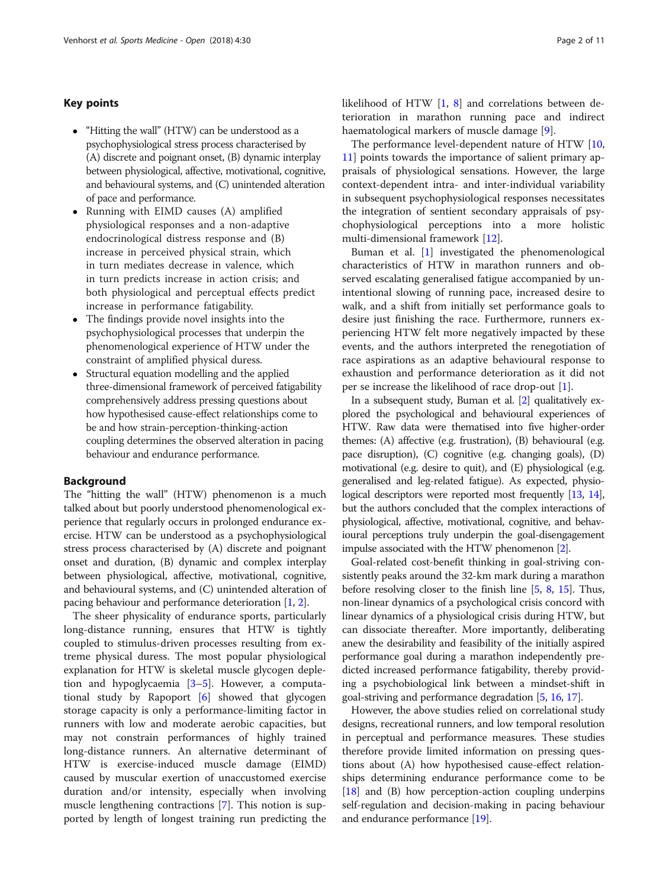## Key points

- "Hitting the wall" (HTW) can be understood as a psychophysiological stress process characterised by (A) discrete and poignant onset, (B) dynamic interplay between physiological, affective, motivational, cognitive, and behavioural systems, and (C) unintended alteration of pace and performance.
- Running with EIMD causes (A) amplified physiological responses and a non-adaptive endocrinological distress response and (B) increase in perceived physical strain, which in turn mediates decrease in valence, which in turn predicts increase in action crisis; and both physiological and perceptual effects predict increase in performance fatigability.
- The findings provide novel insights into the psychophysiological processes that underpin the phenomenological experience of HTW under the constraint of amplified physical duress.
- Structural equation modelling and the applied three-dimensional framework of perceived fatigability comprehensively address pressing questions about how hypothesised cause-effect relationships come to be and how strain-perception-thinking-action coupling determines the observed alteration in pacing behaviour and endurance performance.

## Background

The "hitting the wall" (HTW) phenomenon is a much talked about but poorly understood phenomenological experience that regularly occurs in prolonged endurance exercise. HTW can be understood as a psychophysiological stress process characterised by (A) discrete and poignant onset and duration, (B) dynamic and complex interplay between physiological, affective, motivational, cognitive, and behavioural systems, and (C) unintended alteration of pacing behaviour and performance deterioration [1, 2].

The sheer physicality of endurance sports, particularly long-distance running, ensures that HTW is tightly coupled to stimulus-driven processes resulting from extreme physical duress. The most popular physiological explanation for HTW is skeletal muscle glycogen depletion and hypoglycaemia [3–5]. However, a computational study by Rapoport [6] showed that glycogen storage capacity is only a performance-limiting factor in runners with low and moderate aerobic capacities, but may not constrain performances of highly trained long-distance runners. An alternative determinant of HTW is exercise-induced muscle damage (EIMD) caused by muscular exertion of unaccustomed exercise duration and/or intensity, especially when involving muscle lengthening contractions [7]. This notion is supported by length of longest training run predicting the likelihood of HTW [1, 8] and correlations between deterioration in marathon running pace and indirect haematological markers of muscle damage [9].

The performance level-dependent nature of HTW [10, 11] points towards the importance of salient primary appraisals of physiological sensations. However, the large context-dependent intra- and inter-individual variability in subsequent psychophysiological responses necessitates the integration of sentient secondary appraisals of psychophysiological perceptions into a more holistic multi-dimensional framework [12].

Buman et al. [1] investigated the phenomenological characteristics of HTW in marathon runners and observed escalating generalised fatigue accompanied by unintentional slowing of running pace, increased desire to walk, and a shift from initially set performance goals to desire just finishing the race. Furthermore, runners experiencing HTW felt more negatively impacted by these events, and the authors interpreted the renegotiation of race aspirations as an adaptive behavioural response to exhaustion and performance deterioration as it did not per se increase the likelihood of race drop-out [1].

In a subsequent study, Buman et al. [2] qualitatively explored the psychological and behavioural experiences of HTW. Raw data were thematised into five higher-order themes: (A) affective (e.g. frustration), (B) behavioural (e.g. pace disruption), (C) cognitive (e.g. changing goals), (D) motivational (e.g. desire to quit), and (E) physiological (e.g. generalised and leg-related fatigue). As expected, physiological descriptors were reported most frequently [13, 14], but the authors concluded that the complex interactions of physiological, affective, motivational, cognitive, and behavioural perceptions truly underpin the goal-disengagement impulse associated with the HTW phenomenon [2].

Goal-related cost-benefit thinking in goal-striving consistently peaks around the 32-km mark during a marathon before resolving closer to the finish line [5, 8, 15]. Thus, non-linear dynamics of a psychological crisis concord with linear dynamics of a physiological crisis during HTW, but can dissociate thereafter. More importantly, deliberating anew the desirability and feasibility of the initially aspired performance goal during a marathon independently predicted increased performance fatigability, thereby providing a psychobiological link between a mindset-shift in goal-striving and performance degradation [5, 16, 17].

However, the above studies relied on correlational study designs, recreational runners, and low temporal resolution in perceptual and performance measures. These studies therefore provide limited information on pressing questions about (A) how hypothesised cause-effect relationships determining endurance performance come to be [18] and (B) how perception-action coupling underpins self-regulation and decision-making in pacing behaviour and endurance performance [19].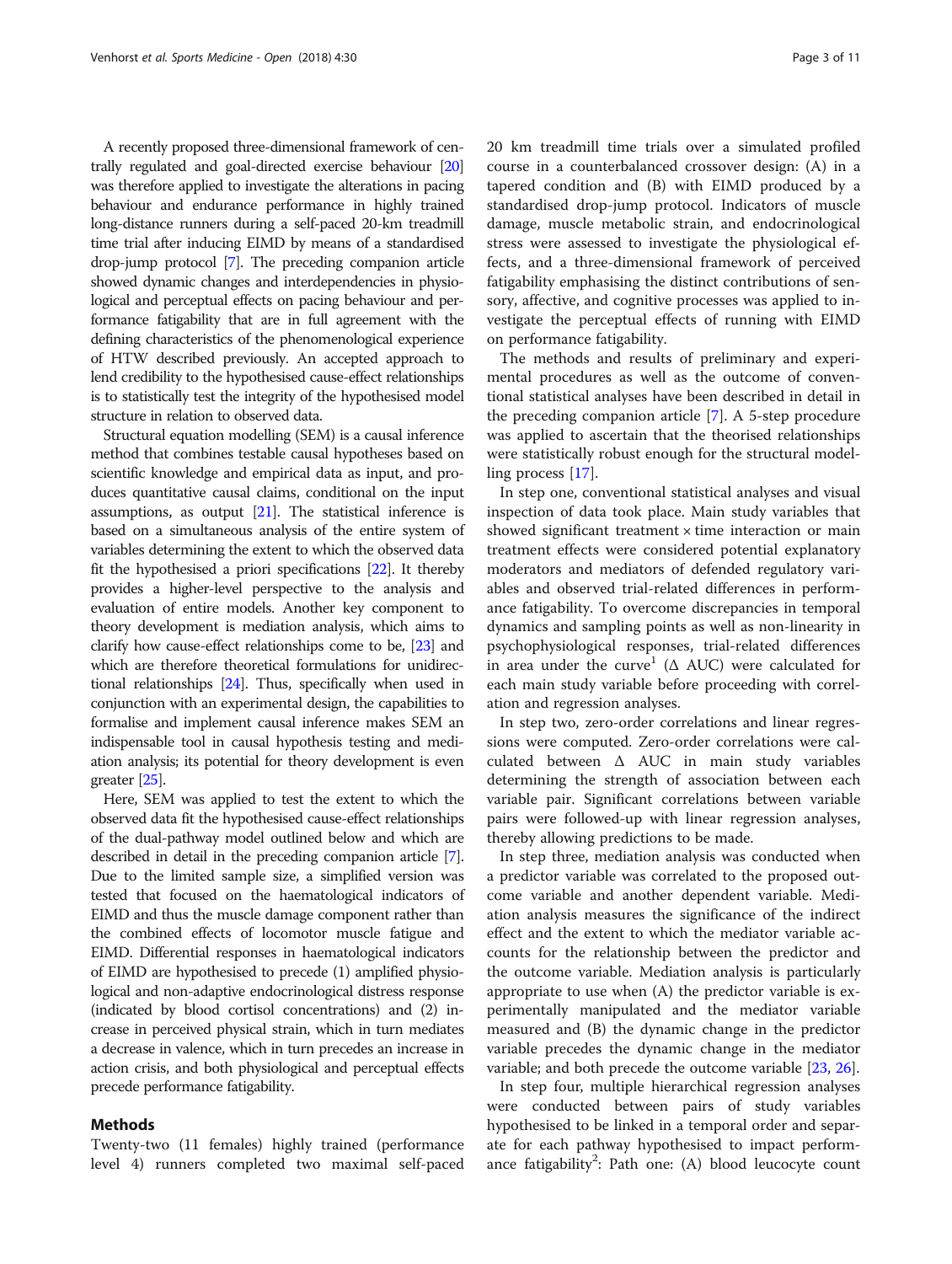A recently proposed three-dimensional framework of centrally regulated and goal-directed exercise behaviour [20] was therefore applied to investigate the alterations in pacing behaviour and endurance performance in highly trained long-distance runners during a self-paced 20-km treadmill time trial after inducing EIMD by means of a standardised drop-jump protocol [7]. The preceding companion article showed dynamic changes and interdependencies in physiological and perceptual effects on pacing behaviour and performance fatigability that are in full agreement with the defining characteristics of the phenomenological experience of HTW described previously. An accepted approach to lend credibility to the hypothesised cause-effect relationships is to statistically test the integrity of the hypothesised model structure in relation to observed data.

Structural equation modelling (SEM) is a causal inference method that combines testable causal hypotheses based on scientific knowledge and empirical data as input, and produces quantitative causal claims, conditional on the input assumptions, as output [21]. The statistical inference is based on a simultaneous analysis of the entire system of variables determining the extent to which the observed data fit the hypothesised a priori specifications [22]. It thereby provides a higher-level perspective to the analysis and evaluation of entire models. Another key component to theory development is mediation analysis, which aims to clarify how cause-effect relationships come to be, [23] and which are therefore theoretical formulations for unidirectional relationships [24]. Thus, specifically when used in conjunction with an experimental design, the capabilities to formalise and implement causal inference makes SEM an indispensable tool in causal hypothesis testing and mediation analysis; its potential for theory development is even greater [25].

Here, SEM was applied to test the extent to which the observed data fit the hypothesised cause-effect relationships of the dual-pathway model outlined below and which are described in detail in the preceding companion article [7]. Due to the limited sample size, a simplified version was tested that focused on the haematological indicators of EIMD and thus the muscle damage component rather than the combined effects of locomotor muscle fatigue and EIMD. Differential responses in haematological indicators of EIMD are hypothesised to precede (1) amplified physiological and non-adaptive endocrinological distress response (indicated by blood cortisol concentrations) and (2) increase in perceived physical strain, which in turn mediates a decrease in valence, which in turn precedes an increase in action crisis, and both physiological and perceptual effects precede performance fatigability.

## Methods

Twenty-two (11 females) highly trained (performance level 4) runners completed two maximal self-paced 20 km treadmill time trials over a simulated profiled course in a counterbalanced crossover design: (A) in a tapered condition and (B) with EIMD produced by a standardised drop-jump protocol. Indicators of muscle damage, muscle metabolic strain, and endocrinological stress were assessed to investigate the physiological effects, and a three-dimensional framework of perceived fatigability emphasising the distinct contributions of sensory, affective, and cognitive processes was applied to investigate the perceptual effects of running with EIMD on performance fatigability.

The methods and results of preliminary and experimental procedures as well as the outcome of conventional statistical analyses have been described in detail in the preceding companion article [7]. A 5-step procedure was applied to ascertain that the theorised relationships were statistically robust enough for the structural modelling process [17].

In step one, conventional statistical analyses and visual inspection of data took place. Main study variables that showed significant treatment × time interaction or main treatment effects were considered potential explanatory moderators and mediators of defended regulatory variables and observed trial-related differences in performance fatigability. To overcome discrepancies in temporal dynamics and sampling points as well as non-linearity in psychophysiological responses, trial-related differences in area under the curve[1] (Δ AUC) were calculated for each main study variable before proceeding with correlation and regression analyses.

In step two, zero-order correlations and linear regressions were computed. Zero-order correlations were calculated between Δ AUC in main study variables determining the strength of association between each variable pair. Significant correlations between variable pairs were followed-up with linear regression analyses, thereby allowing predictions to be made.

In step three, mediation analysis was conducted when a predictor variable was correlated to the proposed outcome variable and another dependent variable. Mediation analysis measures the significance of the indirect effect and the extent to which the mediator variable accounts for the relationship between the predictor and the outcome variable. Mediation analysis is particularly appropriate to use when (A) the predictor variable is experimentally manipulated and the mediator variable measured and (B) the dynamic change in the predictor variable precedes the dynamic change in the mediator variable; and both precede the outcome variable [23, 26].

In step four, multiple hierarchical regression analyses were conducted between pairs of study variables hypothesised to be linked in a temporal order and separate for each pathway hypothesised to impact performance fatigability[2]: Path one: (A) blood leucocyte count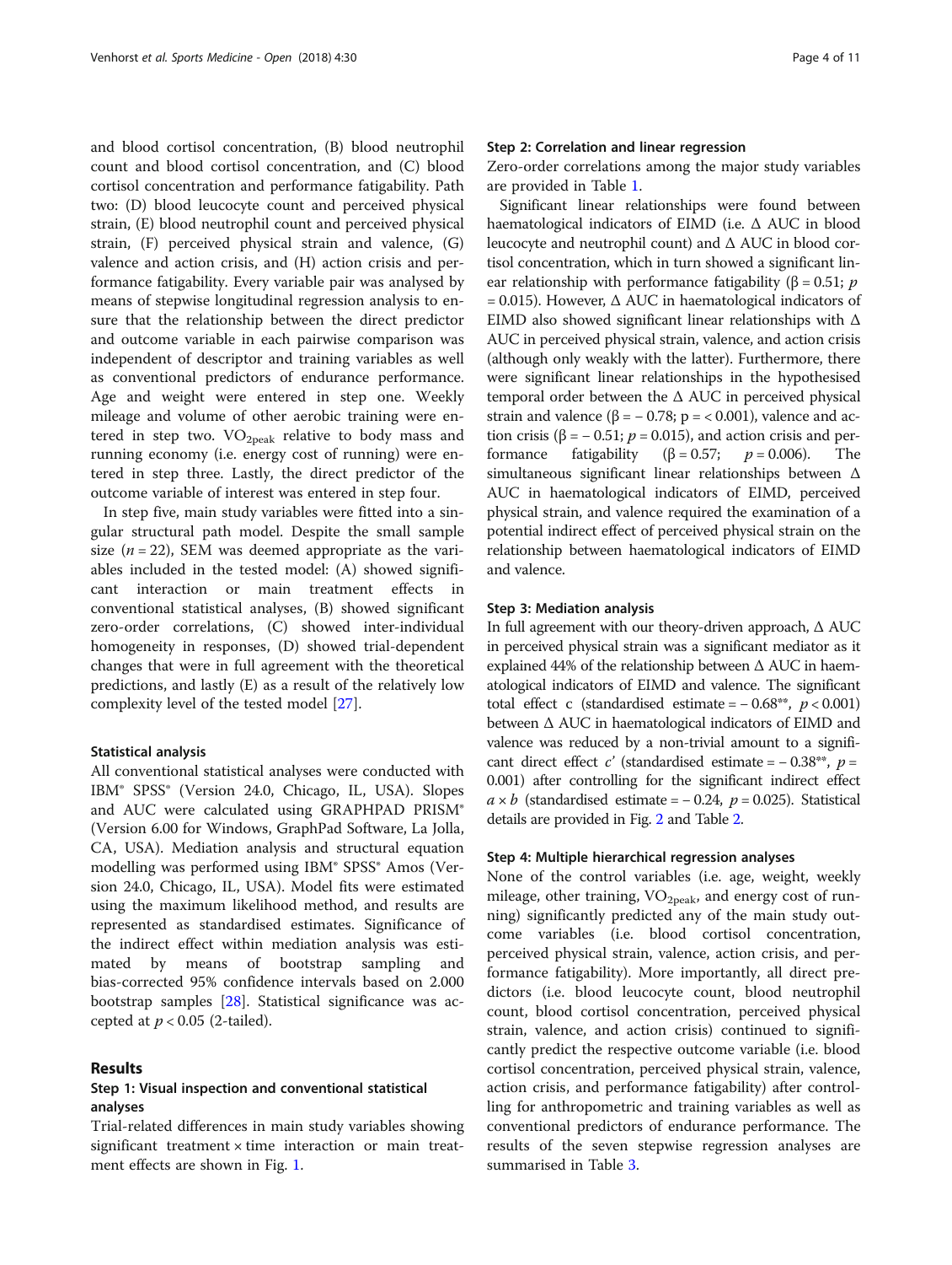and blood cortisol concentration, (B) blood neutrophil count and blood cortisol concentration, and (C) blood cortisol concentration and performance fatigability. Path two: (D) blood leucocyte count and perceived physical strain, (E) blood neutrophil count and perceived physical strain, (F) perceived physical strain and valence, (G) valence and action crisis, and (H) action crisis and performance fatigability. Every variable pair was analysed by means of stepwise longitudinal regression analysis to ensure that the relationship between the direct predictor and outcome variable in each pairwise comparison was independent of descriptor and training variables as well as conventional predictors of endurance performance. Age and weight were entered in step one. Weekly mileage and volume of other aerobic training were entered in step two. $VO_{2peak}$ relative to body mass and running economy (i.e. energy cost of running) were entered in step three. Lastly, the direct predictor of the outcome variable of interest was entered in step four.

In step five, main study variables were fitted into a singular structural path model. Despite the small sample size ($n = 22$), SEM was deemed appropriate as the variables included in the tested model: (A) showed significant interaction or main treatment effects in conventional statistical analyses, (B) showed significant zero-order correlations, (C) showed inter-individual homogeneity in responses, (D) showed trial-dependent changes that were in full agreement with the theoretical predictions, and lastly (E) as a result of the relatively low complexity level of the tested model [27].

#### Statistical analysis

All conventional statistical analyses were conducted with IBM® SPSS® (Version 24.0, Chicago, IL, USA). Slopes and AUC were calculated using GRAPHPAD PRISM® (Version 6.00 for Windows, GraphPad Software, La Jolla, CA, USA). Mediation analysis and structural equation modelling was performed using IBM® SPSS® Amos (Version 24.0, Chicago, IL, USA). Model fits were estimated using the maximum likelihood method, and results are represented as standardised estimates. Significance of the indirect effect within mediation analysis was estimated by means of bootstrap sampling and bias-corrected 95% confidence intervals based on 2.000 bootstrap samples [28]. Statistical significance was accepted at $p < 0.05$ (2-tailed).

## Results

### Step 1: Visual inspection and conventional statistical analyses

Trial-related differences in main study variables showing significant treatment × time interaction or main treatment effects are shown in Fig. 1.

#### Step 2: Correlation and linear regression

Zero-order correlations among the major study variables are provided in Table 1.

Significant linear relationships were found between haematological indicators of EIMD (i.e. Δ AUC in blood leucocyte and neutrophil count) and Δ AUC in blood cortisol concentration, which in turn showed a significant linear relationship with performance fatigability (β = 0.51; $p = 0.015$). However, Δ AUC in haematological indicators of EIMD also showed significant linear relationships with Δ AUC in perceived physical strain, valence, and action crisis (although only weakly with the latter). Furthermore, there were significant linear relationships in the hypothesised temporal order between the Δ AUC in perceived physical strain and valence (β = − 0.78; p = < 0.001), valence and action crisis (β = − 0.51; $p = 0.015$), and action crisis and performance fatigability (β = 0.57; $p = 0.006$). The simultaneous significant linear relationships between Δ AUC in haematological indicators of EIMD, perceived physical strain, and valence required the examination of a potential indirect effect of perceived physical strain on the relationship between haematological indicators of EIMD and valence.

#### Step 3: Mediation analysis

In full agreement with our theory-driven approach, Δ AUC in perceived physical strain was a significant mediator as it explained 44% of the relationship between Δ AUC in haematological indicators of EIMD and valence. The significant total effect c (standardised estimate = − 0.68**, $p < 0.001$) between Δ AUC in haematological indicators of EIMD and valence was reduced by a non-trivial amount to a significant direct effect *c'* (standardised estimate = − 0.38**, $p = 0.001$) after controlling for the significant indirect effect $a \times b$ (standardised estimate = − 0.24, $p = 0.025$). Statistical details are provided in Fig. 2 and Table 2.

#### Step 4: Multiple hierarchical regression analyses

None of the control variables (i.e. age, weight, weekly mileage, other training, $VO_{2peak}$, and energy cost of running) significantly predicted any of the main study outcome variables (i.e. blood cortisol concentration, perceived physical strain, valence, action crisis, and performance fatigability). More importantly, all direct predictors (i.e. blood leucocyte count, blood neutrophil count, blood cortisol concentration, perceived physical strain, valence, and action crisis) continued to significantly predict the respective outcome variable (i.e. blood cortisol concentration, perceived physical strain, valence, action crisis, and performance fatigability) after controlling for anthropometric and training variables as well as conventional predictors of endurance performance. The results of the seven stepwise regression analyses are summarised in Table 3.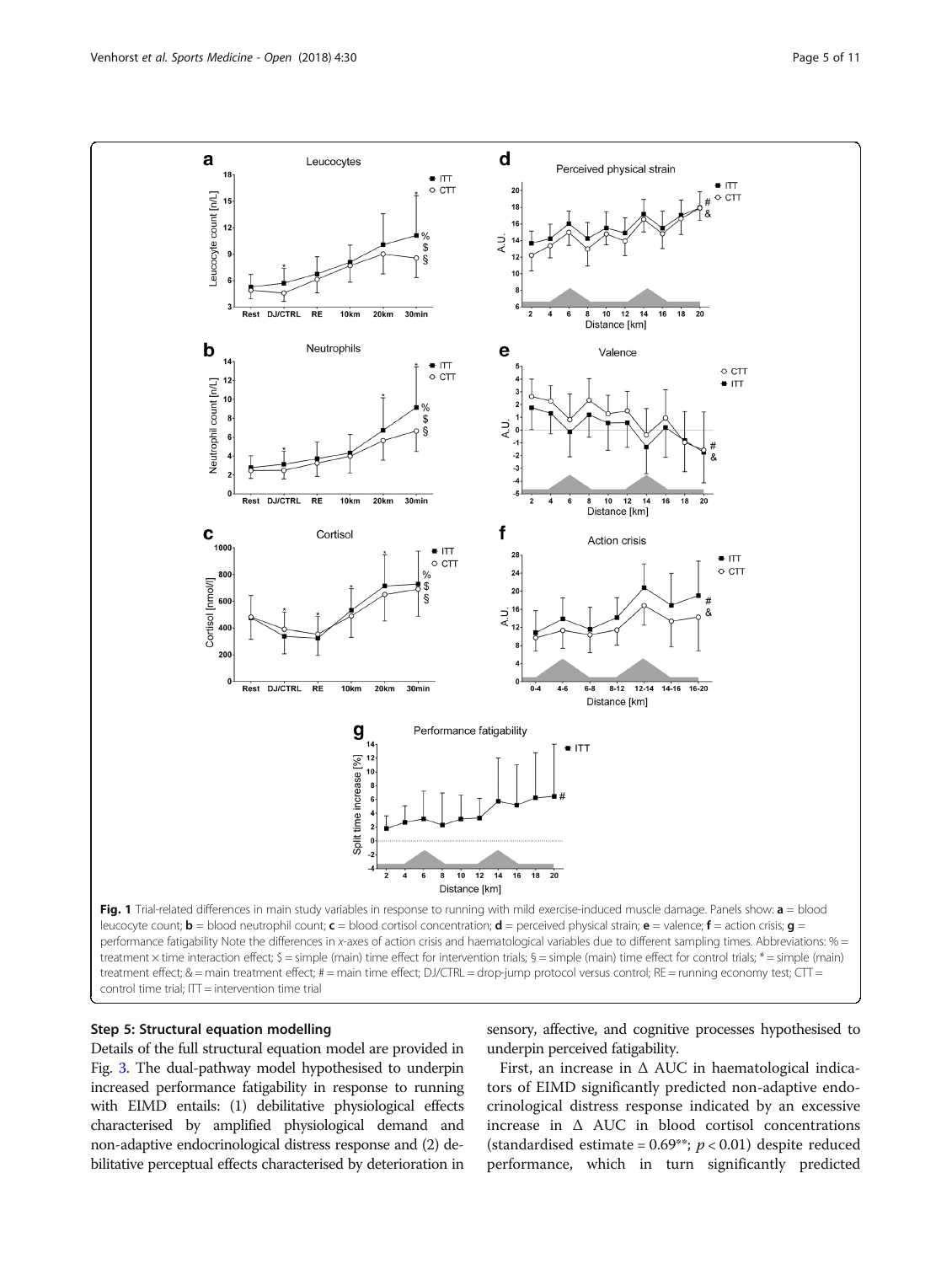Fig. 1 Trial-related differences in main study variables in response to running with mild exercise-induced muscle damage. Panels show: **a** = blood leucocyte count; **b** = blood neutrophil count; **c** = blood cortisol concentration; **d** = perceived physical strain; **e** = valence; **f** = action crisis; **g** = performance fatigability Note the differences in x-axes of action crisis and haematological variables due to different sampling times. Abbreviations: % = treatment × time interaction effect; $ = simple (main) time effect for intervention trials; § = simple (main) time effect for control trials; * = simple (main) treatment effect; & = main treatment effect; # = main time effect; DJ/CTRL = drop-jump protocol versus control; RE = running economy test; CTT = control time trial; ITT = intervention time trial

### Step 5: Structural equation modelling

Details of the full structural equation model are provided in Fig. 3. The dual-pathway model hypothesised to underpin increased performance fatigability in response to running with EIMD entails: (1) debilitative physiological effects characterised by amplified physiological demand and non-adaptive endocrinological distress response and (2) debilitative perceptual effects characterised by deterioration in sensory, affective, and cognitive processes hypothesised to underpin perceived fatigability.

First, an increase in Δ AUC in haematological indicators of EIMD significantly predicted non-adaptive endocrinological distress response indicated by an excessive increase in Δ AUC in blood cortisol concentrations (standardised estimate = 0.69**; $p < 0.01$) despite reduced performance, which in turn significantly predicted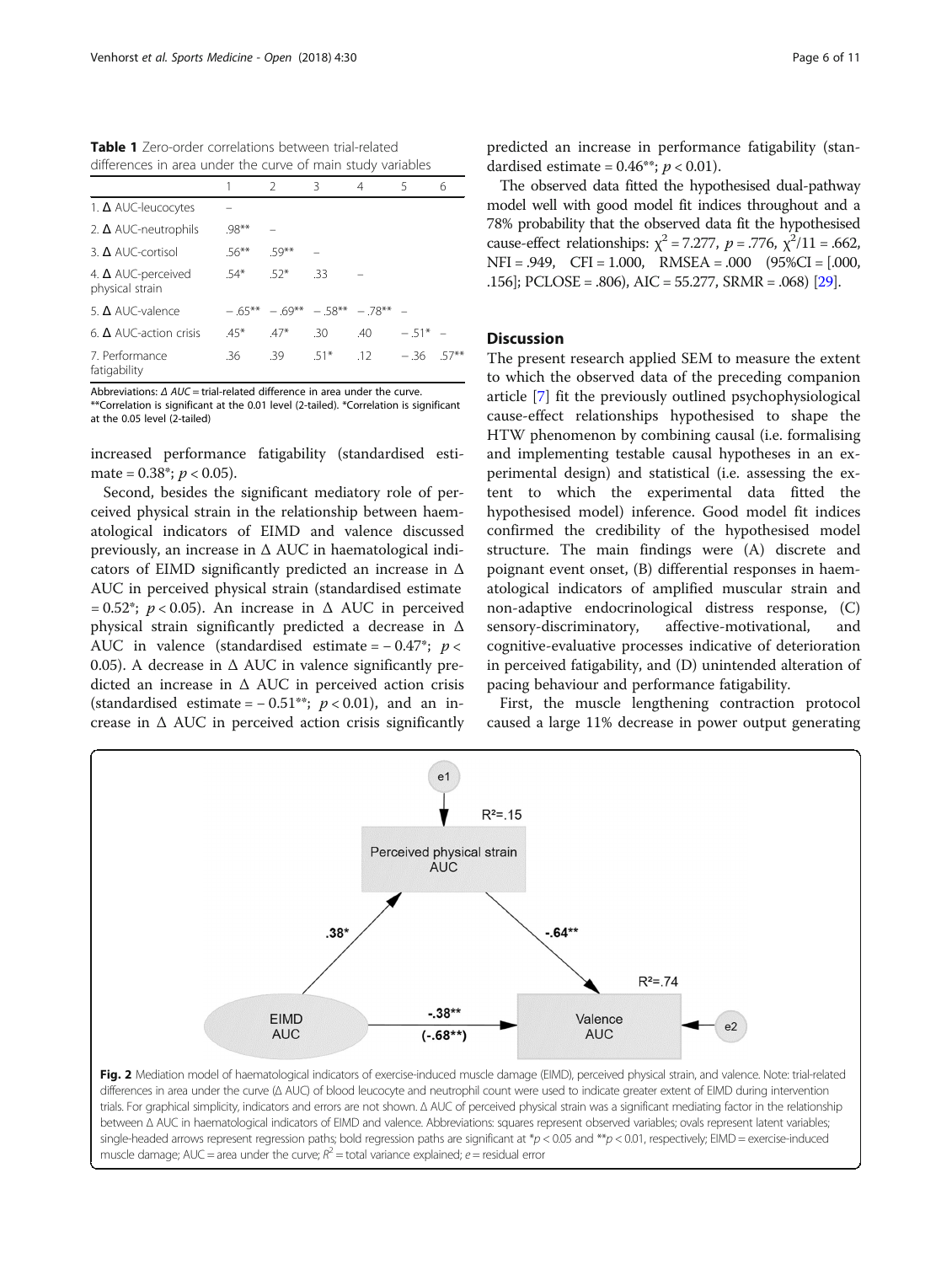**Table 1** Zero-order correlations between trial-related differences in area under the curve of main study variables

| | 1 | 2 | 3 | 4 | 5 | 6 |
|---|---|---|---|---|---|---|
| 1. Δ AUC-leucocytes | – | | | | | |
| 2. Δ AUC-neutrophils | .98** | – | | | | |
| 3. Δ AUC-cortisol | .56** | .59** | – | | | |
| 4. Δ AUC-perceived physical strain | .54* | .52* | .33 | – | | |
| 5. Δ AUC-valence | − .65** | − .69** | − .58** | − .78** | – | |
| 6. Δ AUC-action crisis | .45* | .47* | .30 | .40 | − .51* | – |
| 7. Performance fatigability | .36 | .39 | .51* | .12 | − .36 | .57** |

Abbreviations: *Δ AUC* = trial-related difference in area under the curve.
**Correlation is significant at the 0.01 level (2-tailed). *Correlation is significant at the 0.05 level (2-tailed)

increased performance fatigability (standardised estimate = 0.38*; $p < 0.05$).

Second, besides the significant mediatory role of perceived physical strain in the relationship between haematological indicators of EIMD and valence discussed previously, an increase in Δ AUC in haematological indicators of EIMD significantly predicted an increase in Δ AUC in perceived physical strain (standardised estimate = 0.52*; $p < 0.05$). An increase in Δ AUC in perceived physical strain significantly predicted a decrease in Δ AUC in valence (standardised estimate = − 0.47*; $p < 0.05$). A decrease in Δ AUC in valence significantly predicted an increase in Δ AUC in perceived action crisis (standardised estimate = − 0.51**; $p < 0.01$), and an increase in Δ AUC in perceived action crisis significantly predicted an increase in performance fatigability (standardised estimate = 0.46**; $p < 0.01$).

The observed data fitted the hypothesised dual-pathway model well with good model fit indices throughout and a 78% probability that the observed data fit the hypothesised cause-effect relationships: $\chi^2 = 7.277$, $p = .776$, $\chi^2/11 = .662$, NFI = .949, CFI = 1.000, RMSEA = .000 (95%CI = [.000, .156]; PCLOSE = .806), AIC = 55.277, SRMR = .068) [29].

## Discussion

The present research applied SEM to measure the extent to which the observed data of the preceding companion article [7] fit the previously outlined psychophysiological cause-effect relationships hypothesised to shape the HTW phenomenon by combining causal (i.e. formalising and implementing testable causal hypotheses in an experimental design) and statistical (i.e. assessing the extent to which the experimental data fitted the hypothesised model) inference. Good model fit indices confirmed the credibility of the hypothesised model structure. The main findings were (A) discrete and poignant event onset, (B) differential responses in haematological indicators of amplified muscular strain and non-adaptive endocrinological distress response, (C) sensory-discriminatory, affective-motivational, and cognitive-evaluative processes indicative of deterioration in perceived fatigability, and (D) unintended alteration of pacing behaviour and performance fatigability.

First, the muscle lengthening contraction protocol caused a large 11% decrease in power output generating

**Fig. 2** Mediation model of haematological indicators of exercise-induced muscle damage (EIMD), perceived physical strain, and valence. Note: trial-related differences in area under the curve (Δ AUC) of blood leucocyte and neutrophil count were used to indicate greater extent of EIMD during intervention trials. For graphical simplicity, indicators and errors are not shown. Δ AUC of perceived physical strain was a significant mediating factor in the relationship between Δ AUC in haematological indicators of EIMD and valence. Abbreviations: squares represent observed variables; ovals represent latent variables; single-headed arrows represent regression paths; bold regression paths are significant at *$p < 0.05$ and **$p < 0.01$, respectively; EIMD = exercise-induced muscle damage; AUC = area under the curve; $R^2$ = total variance explained; *e* = residual error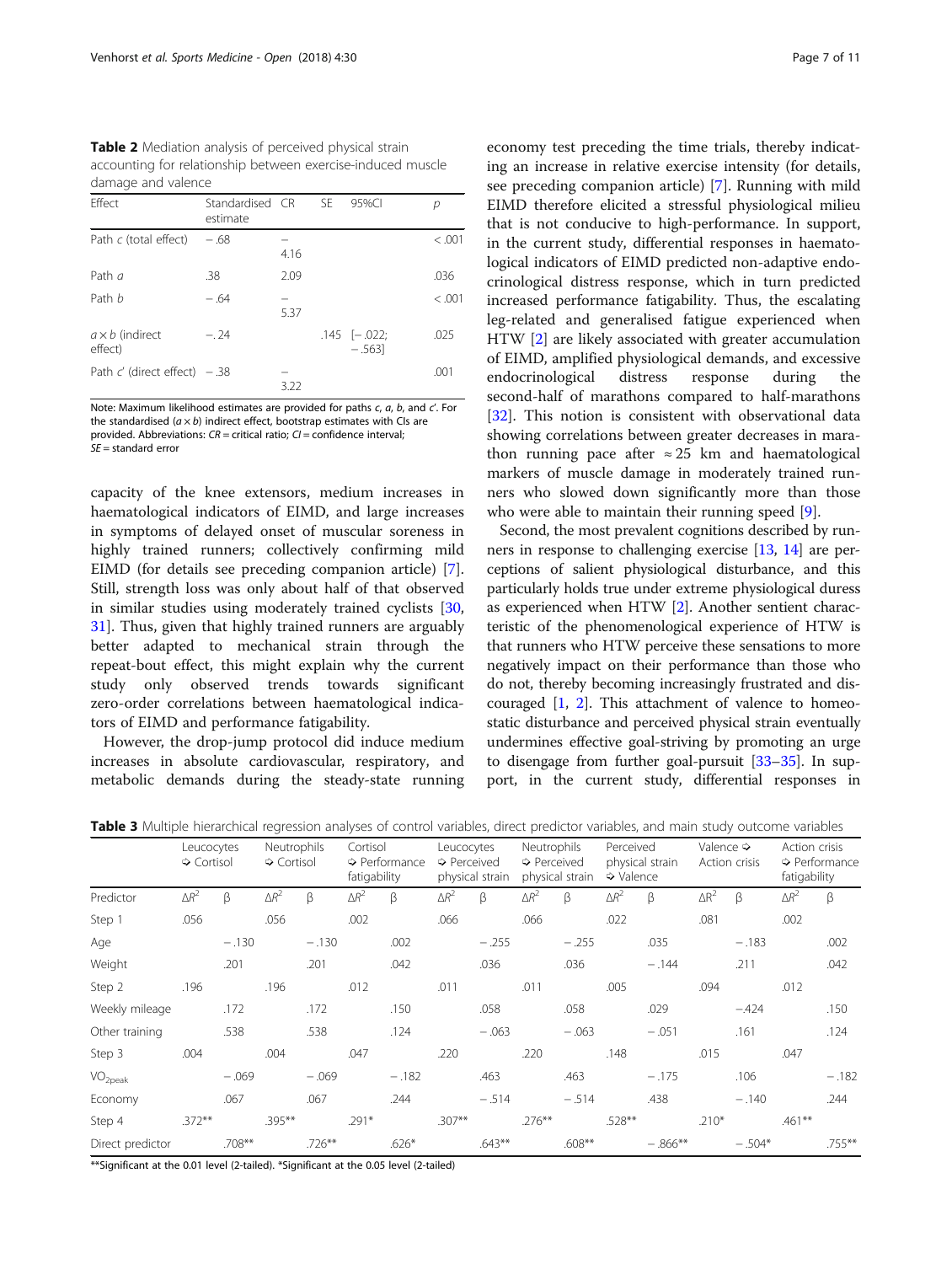**Table 2** Mediation analysis of perceived physical strain accounting for relationship between exercise-induced muscle damage and valence

| Effect | Standardised estimate | CR | SE | 95%CI | p |
|---|---|---|---|---|---|
| Path *c* (total effect) | −.68 | −4.16 | | | <.001 |
| Path *a* | .38 | 2.09 | | | .036 |
| Path *b* | −.64 | −5.37 | | | <.001 |
| *a* × *b* (indirect effect) | −.24 | | .145 | [−.022; −.563] | .025 |
| Path *c*′ (direct effect) | −.38 | −3.22 | | | .001 |

Note: Maximum likelihood estimates are provided for paths *c*, *a*, *b*, and *c*′. For the standardised (*a* × *b*) indirect effect, bootstrap estimates with CIs are provided. Abbreviations: *CR* = critical ratio; *CI* = confidence interval; *SE* = standard error

capacity of the knee extensors, medium increases in haematological indicators of EIMD, and large increases in symptoms of delayed onset of muscular soreness in highly trained runners; collectively confirming mild EIMD (for details see preceding companion article) [7]. Still, strength loss was only about half of that observed in similar studies using moderately trained cyclists [30, 31]. Thus, given that highly trained runners are arguably better adapted to mechanical strain through the repeat-bout effect, this might explain why the current study only observed trends towards significant zero-order correlations between haematological indicators of EIMD and performance fatigability.

However, the drop-jump protocol did induce medium increases in absolute cardiovascular, respiratory, and metabolic demands during the steady-state running economy test preceding the time trials, thereby indicating an increase in relative exercise intensity (for details, see preceding companion article) [7]. Running with mild EIMD therefore elicited a stressful physiological milieu that is not conducive to high-performance. In support, in the current study, differential responses in haematological indicators of EIMD predicted non-adaptive endocrinological distress response, which in turn predicted increased performance fatigability. Thus, the escalating leg-related and generalised fatigue experienced when HTW [2] are likely associated with greater accumulation of EIMD, amplified physiological demands, and excessive endocrinological distress response during the second-half of marathons compared to half-marathons [32]. This notion is consistent with observational data showing correlations between greater decreases in marathon running pace after ≈ 25 km and haematological markers of muscle damage in moderately trained runners who slowed down significantly more than those who were able to maintain their running speed [9].

Second, the most prevalent cognitions described by runners in response to challenging exercise [13, 14] are perceptions of salient physiological disturbance, and this particularly holds true under extreme physiological duress as experienced when HTW [2]. Another sentient characteristic of the phenomenological experience of HTW is that runners who HTW perceive these sensations to more negatively impact on their performance than those who do not, thereby becoming increasingly frustrated and discouraged [1, 2]. This attachment of valence to homeostatic disturbance and perceived physical strain eventually undermines effective goal-striving by promoting an urge to disengage from further goal-pursuit [33–35]. In support, in the current study, differential responses in

**Table 3** Multiple hierarchical regression analyses of control variables, direct predictor variables, and main study outcome variables

| | Leucocytes ➪ Cortisol | | Neutrophils ➪ Cortisol | | Cortisol ➪ Performance fatigability | | Leucocytes ➪ Perceived physical strain | | Neutrophils ➪ Perceived physical strain | | Perceived physical strain ➪ Valence | | Valence ➪ Action crisis | | Action crisis ➪ Performance fatigability | |
|---|---|---|---|---|---|---|---|---|---|---|---|---|---|---|---|---|
| Predictor | $\Delta R^2$ | β | $\Delta R^2$ | β | $\Delta R^2$ | β | $\Delta R^2$ | β | $\Delta R^2$ | β | $\Delta R^2$ | β | $\Delta R^2$ | β | $\Delta R^2$ | β |
| Step 1 | .056 | | .056 | | .002 | | .066 | | .066 | | .022 | | .081 | | .002 | |
| Age | | −.130 | | −.130 | | .002 | | −.255 | | −.255 | | .035 | | −.183 | | .002 |
| Weight | | .201 | | .201 | | .042 | | .036 | | .036 | | −.144 | | .211 | | .042 |
| Step 2 | .196 | | .196 | | .012 | | .011 | | .011 | | .005 | | .094 | | .012 | |
| Weekly mileage | | .172 | | .172 | | .150 | | .058 | | .058 | | .029 | | −.424 | | .150 |
| Other training | | .538 | | .538 | | .124 | | −.063 | | −.063 | | −.051 | | .161 | | .124 |
| Step 3 | .004 | | .004 | | .047 | | .220 | | .220 | | .148 | | .015 | | .047 | |
| $VO_{2peak}$ | | −.069 | | −.069 | | −.182 | | .463 | | .463 | | −.175 | | .106 | | −.182 |
| Economy | | .067 | | .067 | | .244 | | −.514 | | −.514 | | .438 | | −.140 | | .244 |
| Step 4 | .372** | | .395** | | .291* | | .307** | | .276** | | .528** | | .210* | | .461** | |
| Direct predictor | | .708** | | .726** | | .626* | | .643** | | .608** | | −.866** | | −.504* | | .755** |

**Significant at the 0.01 level (2-tailed). *Significant at the 0.05 level (2-tailed)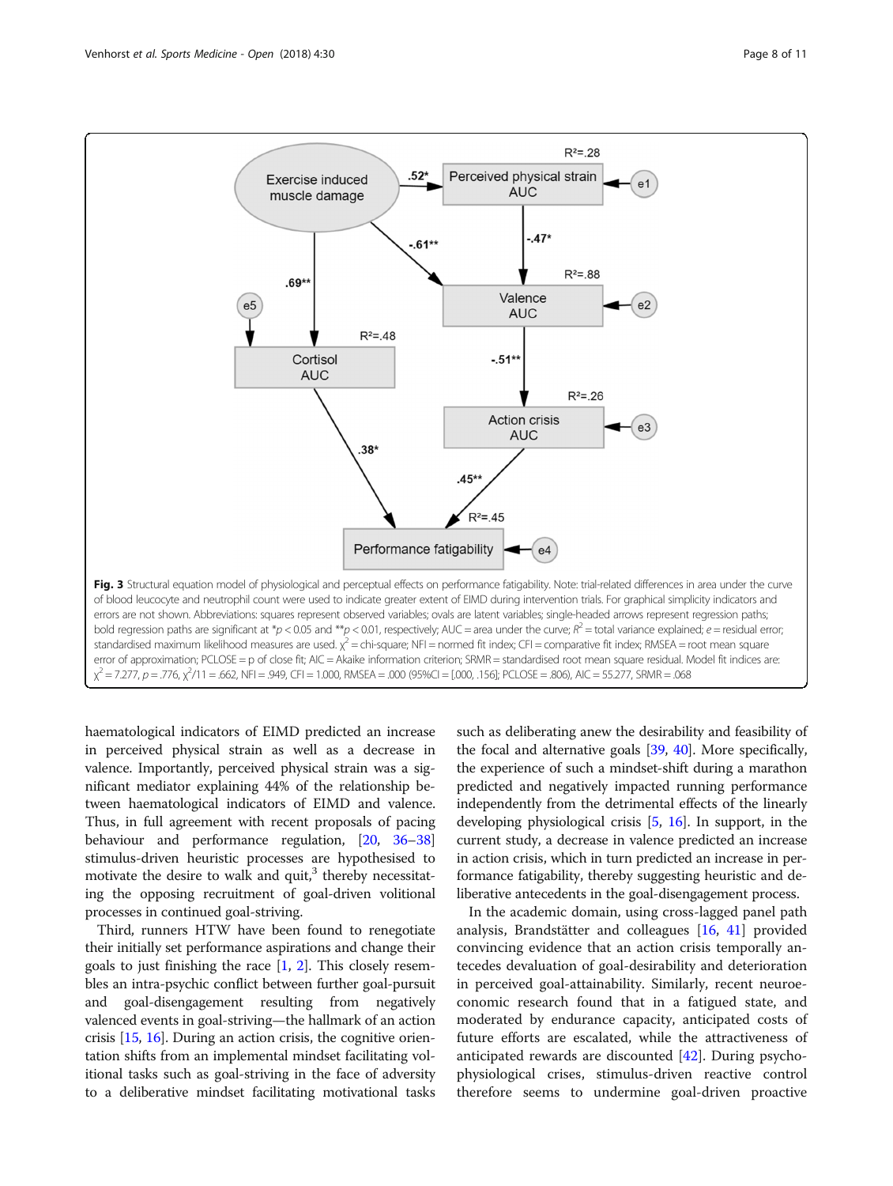**Fig. 3** Structural equation model of physiological and perceptual effects on performance fatigability. Note: trial-related differences in area under the curve of blood leucocyte and neutrophil count were used to indicate greater extent of EIMD during intervention trials. For graphical simplicity indicators and errors are not shown. Abbreviations: squares represent observed variables; ovals are latent variables; single-headed arrows represent regression paths; bold regression paths are significant at \*$p < 0.05$ and \*\*$p < 0.01$, respectively; AUC = area under the curve; $R^2$ = total variance explained; $e$ = residual error; standardised maximum likelihood measures are used. $\chi^2$ = chi-square; NFI = normed fit index; CFI = comparative fit index; RMSEA = root mean square error of approximation; PCLOSE = p of close fit; AIC = Akaike information criterion; SRMR = standardised root mean square residual. Model fit indices are: $\chi^2 = 7.277$, $p = .776$, $\chi^2/11 = .662$, NFI = .949, CFI = 1.000, RMSEA = .000 (95%CI = [.000, .156]; PCLOSE = .806), AIC = 55.277, SRMR = .068

haematological indicators of EIMD predicted an increase in perceived physical strain as well as a decrease in valence. Importantly, perceived physical strain was a significant mediator explaining 44% of the relationship between haematological indicators of EIMD and valence. Thus, in full agreement with recent proposals of pacing behaviour and performance regulation, [20, 36–38] stimulus-driven heuristic processes are hypothesised to motivate the desire to walk and quit,[3] thereby necessitating the opposing recruitment of goal-driven volitional processes in continued goal-striving.

Third, runners HTW have been found to renegotiate their initially set performance aspirations and change their goals to just finishing the race [1, 2]. This closely resembles an intra-psychic conflict between further goal-pursuit and goal-disengagement resulting from negatively valenced events in goal-striving—the hallmark of an action crisis [15, 16]. During an action crisis, the cognitive orientation shifts from an implemental mindset facilitating volitional tasks such as goal-striving in the face of adversity to a deliberative mindset facilitating motivational tasks such as deliberating anew the desirability and feasibility of the focal and alternative goals [39, 40]. More specifically, the experience of such a mindset-shift during a marathon predicted and negatively impacted running performance independently from the detrimental effects of the linearly developing physiological crisis [5, 16]. In support, in the current study, a decrease in valence predicted an increase in action crisis, which in turn predicted an increase in performance fatigability, thereby suggesting heuristic and deliberative antecedents in the goal-disengagement process.

In the academic domain, using cross-lagged panel path analysis, Brandstätter and colleagues [16, 41] provided convincing evidence that an action crisis temporally antecedes devaluation of goal-desirability and deterioration in perceived goal-attainability. Similarly, recent neuroeconomic research found that in a fatigued state, and moderated by endurance capacity, anticipated costs of future efforts are escalated, while the attractiveness of anticipated rewards are discounted [42]. During psychophysiological crises, stimulus-driven reactive control therefore seems to undermine goal-driven proactive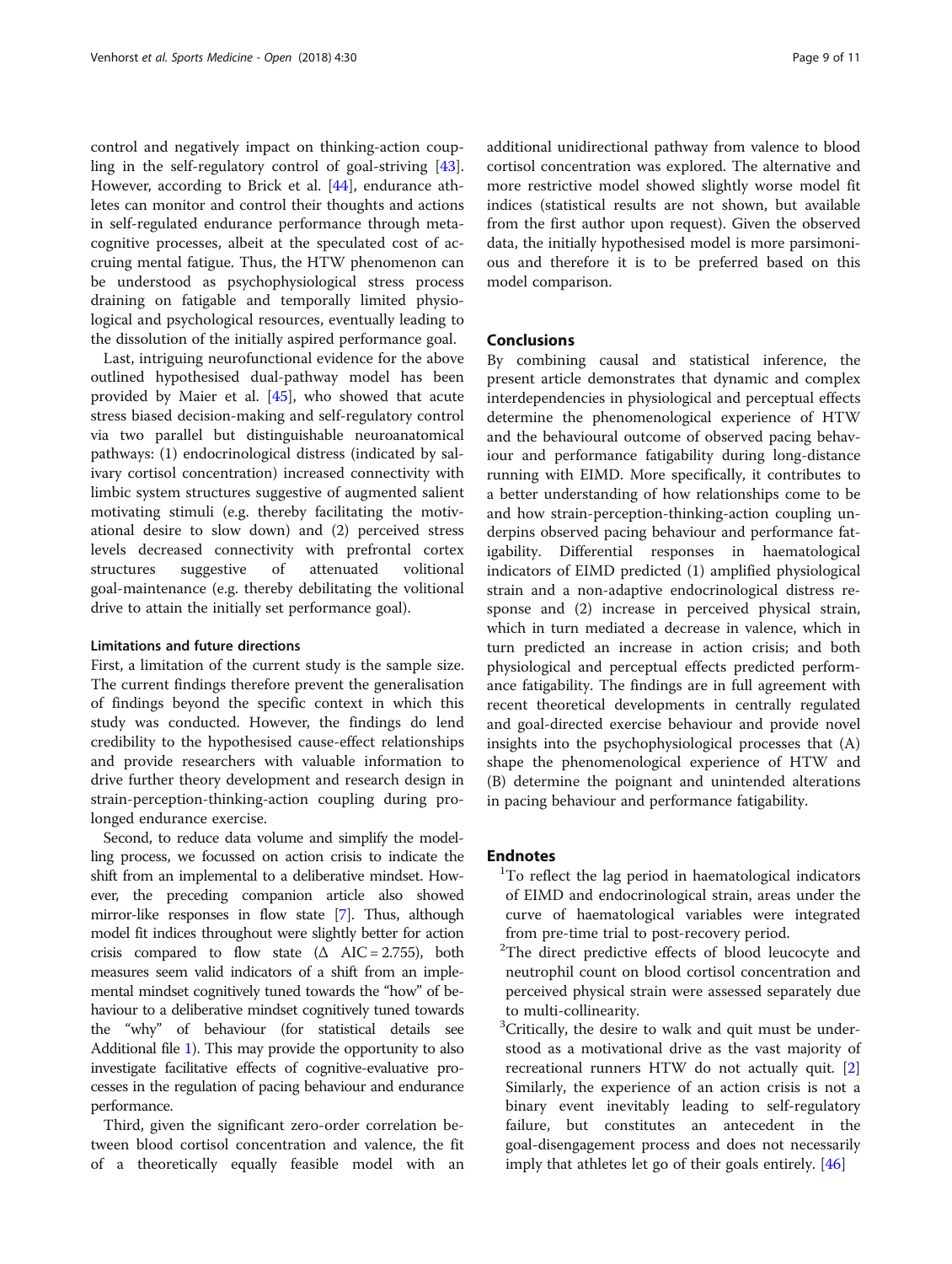control and negatively impact on thinking-action coupling in the self-regulatory control of goal-striving [43]. However, according to Brick et al. [44], endurance athletes can monitor and control their thoughts and actions in self-regulated endurance performance through metacognitive processes, albeit at the speculated cost of accruing mental fatigue. Thus, the HTW phenomenon can be understood as psychophysiological stress process draining on fatigable and temporally limited physiological and psychological resources, eventually leading to the dissolution of the initially aspired performance goal.

Last, intriguing neurofunctional evidence for the above outlined hypothesised dual-pathway model has been provided by Maier et al. [45], who showed that acute stress biased decision-making and self-regulatory control via two parallel but distinguishable neuroanatomical pathways: (1) endocrinological distress (indicated by salivary cortisol concentration) increased connectivity with limbic system structures suggestive of augmented salient motivating stimuli (e.g. thereby facilitating the motivational desire to slow down) and (2) perceived stress levels decreased connectivity with prefrontal cortex structures suggestive of attenuated volitional goal-maintenance (e.g. thereby debilitating the volitional drive to attain the initially set performance goal).

### Limitations and future directions

First, a limitation of the current study is the sample size. The current findings therefore prevent the generalisation of findings beyond the specific context in which this study was conducted. However, the findings do lend credibility to the hypothesised cause-effect relationships and provide researchers with valuable information to drive further theory development and research design in strain-perception-thinking-action coupling during prolonged endurance exercise.

Second, to reduce data volume and simplify the modelling process, we focussed on action crisis to indicate the shift from an implemental to a deliberative mindset. However, the preceding companion article also showed mirror-like responses in flow state [7]. Thus, although model fit indices throughout were slightly better for action crisis compared to flow state ($\Delta$ AIC = 2.755), both measures seem valid indicators of a shift from an implemental mindset cognitively tuned towards the "how" of behaviour to a deliberative mindset cognitively tuned towards the "why" of behaviour (for statistical details see Additional file 1). This may provide the opportunity to also investigate facilitative effects of cognitive-evaluative processes in the regulation of pacing behaviour and endurance performance.

Third, given the significant zero-order correlation between blood cortisol concentration and valence, the fit of a theoretically equally feasible model with an additional unidirectional pathway from valence to blood cortisol concentration was explored. The alternative and more restrictive model showed slightly worse model fit indices (statistical results are not shown, but available from the first author upon request). Given the observed data, the initially hypothesised model is more parsimonious and therefore it is to be preferred based on this model comparison.

## Conclusions

By combining causal and statistical inference, the present article demonstrates that dynamic and complex interdependencies in physiological and perceptual effects determine the phenomenological experience of HTW and the behavioural outcome of observed pacing behaviour and performance fatigability during long-distance running with EIMD. More specifically, it contributes to a better understanding of how relationships come to be and how strain-perception-thinking-action coupling underpins observed pacing behaviour and performance fatigability. Differential responses in haematological indicators of EIMD predicted (1) amplified physiological strain and a non-adaptive endocrinological distress response and (2) increase in perceived physical strain, which in turn mediated a decrease in valence, which in turn predicted an increase in action crisis; and both physiological and perceptual effects predicted performance fatigability. The findings are in full agreement with recent theoretical developments in centrally regulated and goal-directed exercise behaviour and provide novel insights into the psychophysiological processes that (A) shape the phenomenological experience of HTW and (B) determine the poignant and unintended alterations in pacing behaviour and performance fatigability.

## Endnotes

[1]To reflect the lag period in haematological indicators of EIMD and endocrinological strain, areas under the curve of haematological variables were integrated from pre-time trial to post-recovery period.

[2]The direct predictive effects of blood leucocyte and neutrophil count on blood cortisol concentration and perceived physical strain were assessed separately due to multi-collinearity.

[3]Critically, the desire to walk and quit must be understood as a motivational drive as the vast majority of recreational runners HTW do not actually quit. [2] Similarly, the experience of an action crisis is not a binary event inevitably leading to self-regulatory failure, but constitutes an antecedent in the goal-disengagement process and does not necessarily imply that athletes let go of their goals entirely. [46]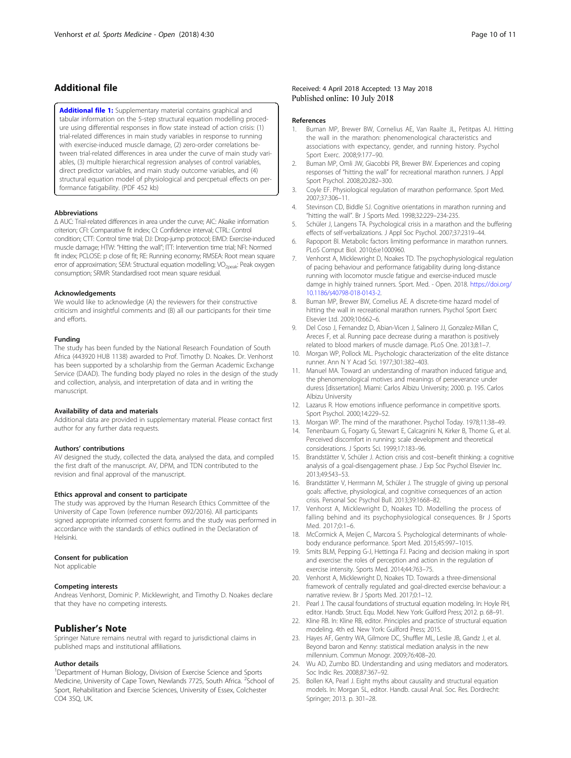## Additional file

**Additional file 1:** Supplementary material contains graphical and tabular information on the 5-step structural equation modelling procedure using differential responses in flow state instead of action crisis: (1) trial-related differences in main study variables in response to running with exercise-induced muscle damage, (2) zero-order correlations between trial-related differences in area under the curve of main study variables, (3) multiple hierarchical regression analyses of control variables, direct predictor variables, and main study outcome variables, and (4) structural equation model of physiological and percpetual effects on performance fatigability. (PDF 452 kb)

### Abbreviations

Δ AUC: Trial-related differences in area under the curve; AIC: Akaike information criterion; CFI: Comparative fit index; CI: Confidence interval; CTRL: Control condition; CTT: Control time trial; DJ: Drop-jump protocol; EIMD: Exercise-induced muscle damage; HTW: "Hitting the wall"; ITT: Intervention time trial; NFI: Normed fit index; PCLOSE: p close of fit; RE: Running economy; RMSEA: Root mean square error of approximation; SEM: Structural equation modelling; $VO_{2peak}$: Peak oxygen consumption; SRMR: Standardised root mean square residual.

### Acknowledgements

We would like to acknowledge (A) the reviewers for their constructive criticism and insightful comments and (B) all our participants for their time and efforts.

### Funding

The study has been funded by the National Research Foundation of South Africa (443920 HUB 1138) awarded to Prof. Timothy D. Noakes. Dr. Venhorst has been supported by a scholarship from the German Academic Exchange Service (DAAD). The funding body played no roles in the design of the study and collection, analysis, and interpretation of data and in writing the manuscript.

### Availability of data and materials

Additional data are provided in supplementary material. Please contact first author for any further data requests.

### Authors' contributions

AV designed the study, collected the data, analysed the data, and compiled the first draft of the manuscript. AV, DPM, and TDN contributed to the revision and final approval of the manuscript.

### Ethics approval and consent to participate

The study was approved by the Human Research Ethics Committee of the University of Cape Town (reference number 092/2016). All participants signed appropriate informed consent forms and the study was performed in accordance with the standards of ethics outlined in the Declaration of Helsinki.

### Consent for publication

Not applicable

### Competing interests

Andreas Venhorst, Dominic P. Micklewright, and Timothy D. Noakes declare that they have no competing interests.

## Publisher's Note

Springer Nature remains neutral with regard to jurisdictional claims in published maps and institutional affiliations.

### Author details

[1]Department of Human Biology, Division of Exercise Science and Sports Medicine, University of Cape Town, Newlands 7725, South Africa. [2]School of Sport, Rehabilitation and Exercise Sciences, University of Essex, Colchester CO4 3SQ, UK.

Received: 4 April 2018 Accepted: 13 May 2018
Published online: 10 July 2018

### References

1. Buman MP, Brewer BW, Cornelius AE, Van Raalte JL, Petitpas AJ. Hitting the wall in the marathon: phenomenological characteristics and associations with expectancy, gender, and running history. Psychol Sport Exerc. 2008;9:177–90.
2. Buman MP, Omli JW, Giacobbi PR, Brewer BW. Experiences and coping responses of "hitting the wall" for recreational marathon runners. J Appl Sport Psychol. 2008;20:282–300.
3. Coyle EF. Physiological regulation of marathon performance. Sport Med. 2007;37:306–11.
4. Stevinson CD, Biddle SJ. Cognitive orientations in marathon running and "hitting the wall". Br J Sports Med. 1998;32:229–234-235.
5. Schüler J, Langens TA. Psychological crisis in a marathon and the buffering effects of self-verbalizations. J Appl Soc Psychol. 2007;37:2319–44.
6. Rapoport BI. Metabolic factors limiting performance in marathon runners. PLoS Comput Biol. 2010;6:e1000960.
7. Venhorst A, Micklewright D, Noakes TD. The psychophysiological regulation of pacing behaviour and performance fatigability during long-distance running with locomotor muscle fatigue and exercise-induced muscle damge in highly trained runners. Sport. Med. - Open. 2018. https://doi.org/10.1186/s40798-018-0143-2.
8. Buman MP, Brewer BW, Cornelius AE. A discrete-time hazard model of hitting the wall in recreational marathon runners. Psychol Sport Exerc Elsevier Ltd. 2009;10:662–6.
9. Del Coso J, Fernandez D, Abian-Vicen J, Salinero JJ, Gonzalez-Millan C, Areces F, et al. Running pace decrease during a marathon is positively related to blood markers of muscle damage. PLoS One. 2013;8:1–7.
10. Morgan WP, Pollock ML. Psychologic characterization of the elite distance runner. Ann N Y Acad Sci. 1977;301:382–403.
11. Manuel MA. Toward an understanding of marathon induced fatigue and, the phenomenological motives and meanings of perseverance under duress [dissertation]. Miami: Carlos Albizu University; 2000. p. 195. Carlos Albizu University
12. Lazarus R. How emotions influence performance in competitive sports. Sport Psychol. 2000;14:229–52.
13. Morgan WP. The mind of the marathoner. Psychol Today. 1978;11:38–49.
14. Tenenbaum G, Fogarty G, Stewart E, Calcagnini N, Kirker B, Thorne G, et al. Perceived discomfort in running: scale development and theoretical considerations. J Sports Sci. 1999;17:183–96.
15. Brandstätter V, Schüler J. Action crisis and cost–benefit thinking: a cognitive analysis of a goal-disengagement phase. J Exp Soc Psychol Elsevier Inc. 2013;49:543–53.
16. Brandstätter V, Herrmann M, Schüler J. The struggle of giving up personal goals: affective, physiological, and cognitive consequences of an action crisis. Personal Soc Psychol Bull. 2013;39:1668–82.
17. Venhorst A, Micklewright D, Noakes TD. Modelling the process of falling behind and its psychophysiological consequences. Br J Sports Med. 2017;0:1–6.
18. McCormick A, Meijen C, Marcora S. Psychological determinants of whole-body endurance performance. Sport Med. 2015;45:997–1015.
19. Smits BLM, Pepping G-J, Hettinga FJ. Pacing and decision making in sport and exercise: the roles of perception and action in the regulation of exercise intensity. Sports Med. 2014;44:763–75.
20. Venhorst A, Micklewright D, Noakes TD. Towards a three-dimensional framework of centrally regulated and goal-directed exercise behaviour: a narrative review. Br J Sports Med. 2017;0:1–12.
21. Pearl J. The causal foundations of structural equation modeling. In: Hoyle RH, editor. Handb. Struct. Equ. Model. New York: Guilford Press; 2012. p. 68–91.
22. Kline RB. In: Kline RB, editor. Principles and practice of structural equation modeling. 4th ed. New York: Guilford Press; 2015.
23. Hayes AF, Gentry WA, Gilmore DC, Shuffler ML, Leslie JB, Gandz J, et al. Beyond baron and Kenny: statistical mediation analysis in the new millennium. Commun Monogr. 2009;76:408–20.
24. Wu AD, Zumbo BD. Understanding and using mediators and moderators. Soc Indic Res. 2008;87:367–92.
25. Bollen KA, Pearl J. Eight myths about causality and structural equation models. In: Morgan SL, editor. Handb. causal Anal. Soc. Res. Dordrecht: Springer; 2013. p. 301–28.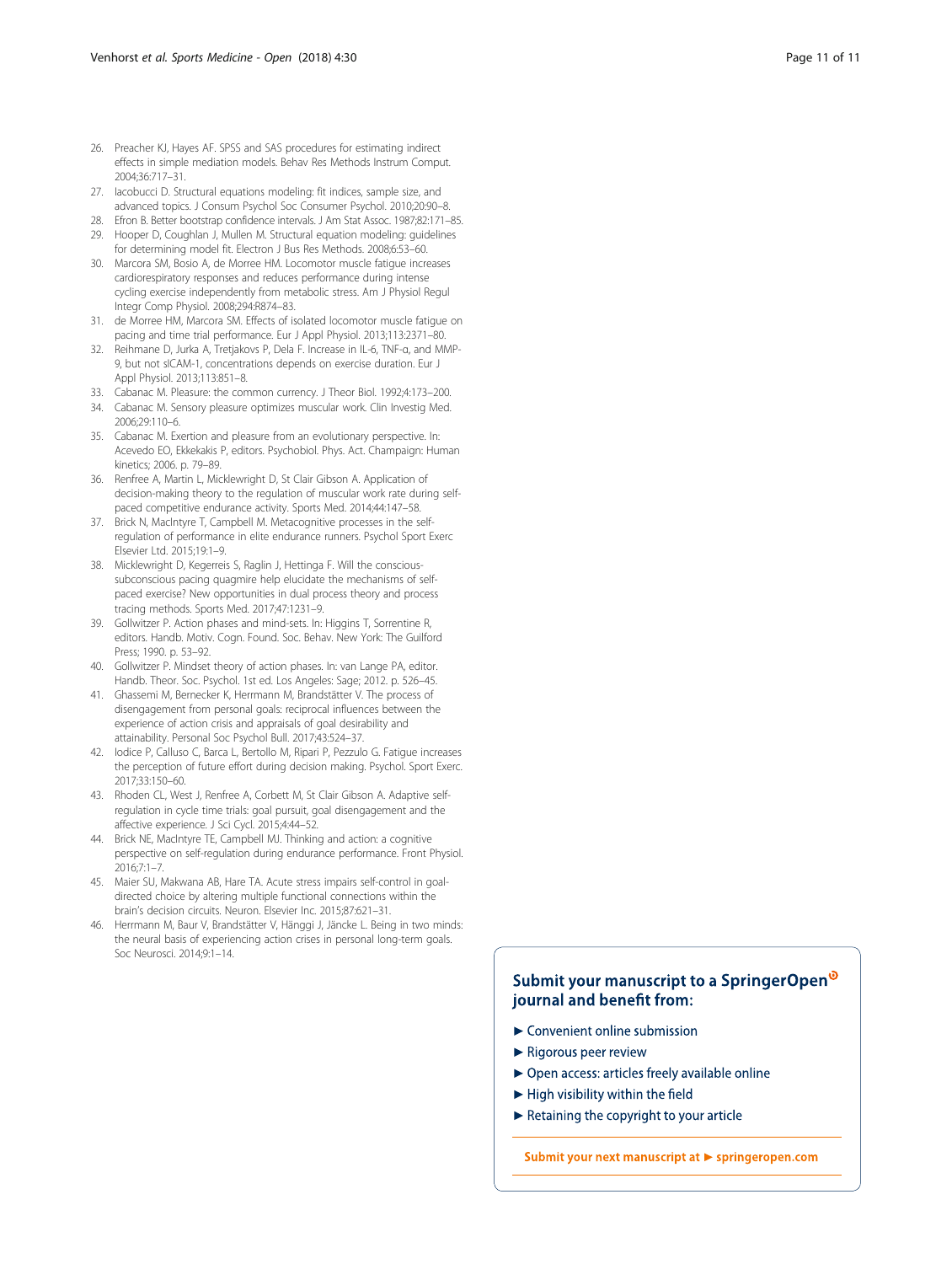26. Preacher KJ, Hayes AF. SPSS and SAS procedures for estimating indirect effects in simple mediation models. Behav Res Methods Instrum Comput. 2004;36:717–31.
27. Iacobucci D. Structural equations modeling: fit indices, sample size, and advanced topics. J Consum Psychol Soc Consumer Psychol. 2010;20:90–8.
28. Efron B. Better bootstrap confidence intervals. J Am Stat Assoc. 1987;82:171–85.
29. Hooper D, Coughlan J, Mullen M. Structural equation modeling: guidelines for determining model fit. Electron J Bus Res Methods. 2008;6:53–60.
30. Marcora SM, Bosio A, de Morree HM. Locomotor muscle fatigue increases cardiorespiratory responses and reduces performance during intense cycling exercise independently from metabolic stress. Am J Physiol Regul Integr Comp Physiol. 2008;294:R874–83.
31. de Morree HM, Marcora SM. Effects of isolated locomotor muscle fatigue on pacing and time trial performance. Eur J Appl Physiol. 2013;113:2371–80.
32. Reihmane D, Jurka A, Tretjakovs P, Dela F. Increase in IL-6, TNF-α, and MMP-9, but not sICAM-1, concentrations depends on exercise duration. Eur J Appl Physiol. 2013;113:851–8.
33. Cabanac M. Pleasure: the common currency. J Theor Biol. 1992;4:173–200.
34. Cabanac M. Sensory pleasure optimizes muscular work. Clin Investig Med. 2006;29:110–6.
35. Cabanac M. Exertion and pleasure from an evolutionary perspective. In: Acevedo EO, Ekkekakis P, editors. Psychobiol. Phys. Act. Champaign: Human kinetics; 2006. p. 79–89.
36. Renfree A, Martin L, Micklewright D, St Clair Gibson A. Application of decision-making theory to the regulation of muscular work rate during self-paced competitive endurance activity. Sports Med. 2014;44:147–58.
37. Brick N, MacIntyre T, Campbell M. Metacognitive processes in the self-regulation of performance in elite endurance runners. Psychol Sport Exerc Elsevier Ltd. 2015;19:1–9.
38. Micklewright D, Kegerreis S, Raglin J, Hettinga F. Will the conscious-subconscious pacing quagmire help elucidate the mechanisms of self-paced exercise? New opportunities in dual process theory and process tracing methods. Sports Med. 2017;47:1231–9.
39. Gollwitzer P. Action phases and mind-sets. In: Higgins T, Sorrentine R, editors. Handb. Motiv. Cogn. Found. Soc. Behav. New York: The Guilford Press; 1990. p. 53–92.
40. Gollwitzer P. Mindset theory of action phases. In: van Lange PA, editor. Handb. Theor. Soc. Psychol. 1st ed. Los Angeles: Sage; 2012. p. 526–45.
41. Ghassemi M, Bernecker K, Herrmann M, Brandstätter V. The process of disengagement from personal goals: reciprocal influences between the experience of action crisis and appraisals of goal desirability and attainability. Personal Soc Psychol Bull. 2017;43:524–37.
42. Iodice P, Calluso C, Barca L, Bertollo M, Ripari P, Pezzulo G. Fatigue increases the perception of future effort during decision making. Psychol. Sport Exerc. 2017;33:150–60.
43. Rhoden CL, West J, Renfree A, Corbett M, St Clair Gibson A. Adaptive self-regulation in cycle time trials: goal pursuit, goal disengagement and the affective experience. J Sci Cycl. 2015;4:44–52.
44. Brick NE, MacIntyre TE, Campbell MJ. Thinking and action: a cognitive perspective on self-regulation during endurance performance. Front Physiol. 2016;7:1–7.
45. Maier SU, Makwana AB, Hare TA. Acute stress impairs self-control in goal-directed choice by altering multiple functional connections within the brain's decision circuits. Neuron. Elsevier Inc. 2015;87:621–31.
46. Herrmann M, Baur V, Brandstätter V, Hänggi J, Jäncke L. Being in two minds: the neural basis of experiencing action crises in personal long-term goals. Soc Neurosci. 2014;9:1–14.

**Submit your manuscript to a SpringerOpen journal and benefit from:**

- ► Convenient online submission
- ► Rigorous peer review
- ► Open access: articles freely available online
- ► High visibility within the field
- ► Retaining the copyright to your article

**Submit your next manuscript at ► springeropen.com**